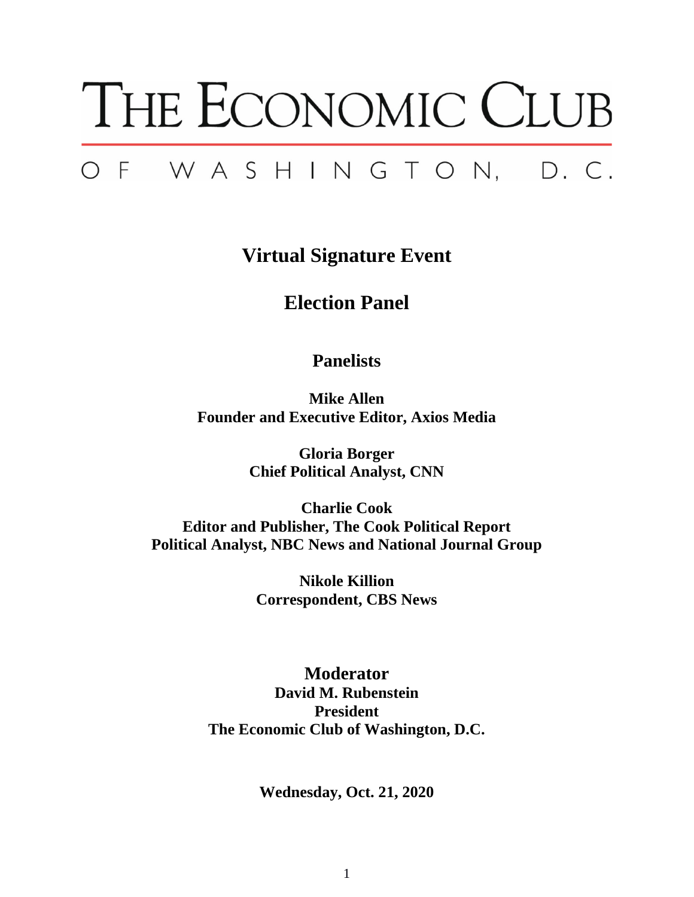# THE ECONOMIC CLUB

## OF WASHINGTON, D.C.

**Virtual Signature Event**

**Election Panel**

**Panelists**

**Mike Allen**
**Founder and Executive Editor, Axios Media**

**Gloria Borger**
**Chief Political Analyst, CNN**

**Charlie Cook**
**Editor and Publisher, The Cook Political Report**
**Political Analyst, NBC News and National Journal Group**

**Nikole Killion**
**Correspondent, CBS News**

**Moderator**
**David M. Rubenstein**
**President**
**The Economic Club of Washington, D.C.**

**Wednesday, Oct. 21, 2020**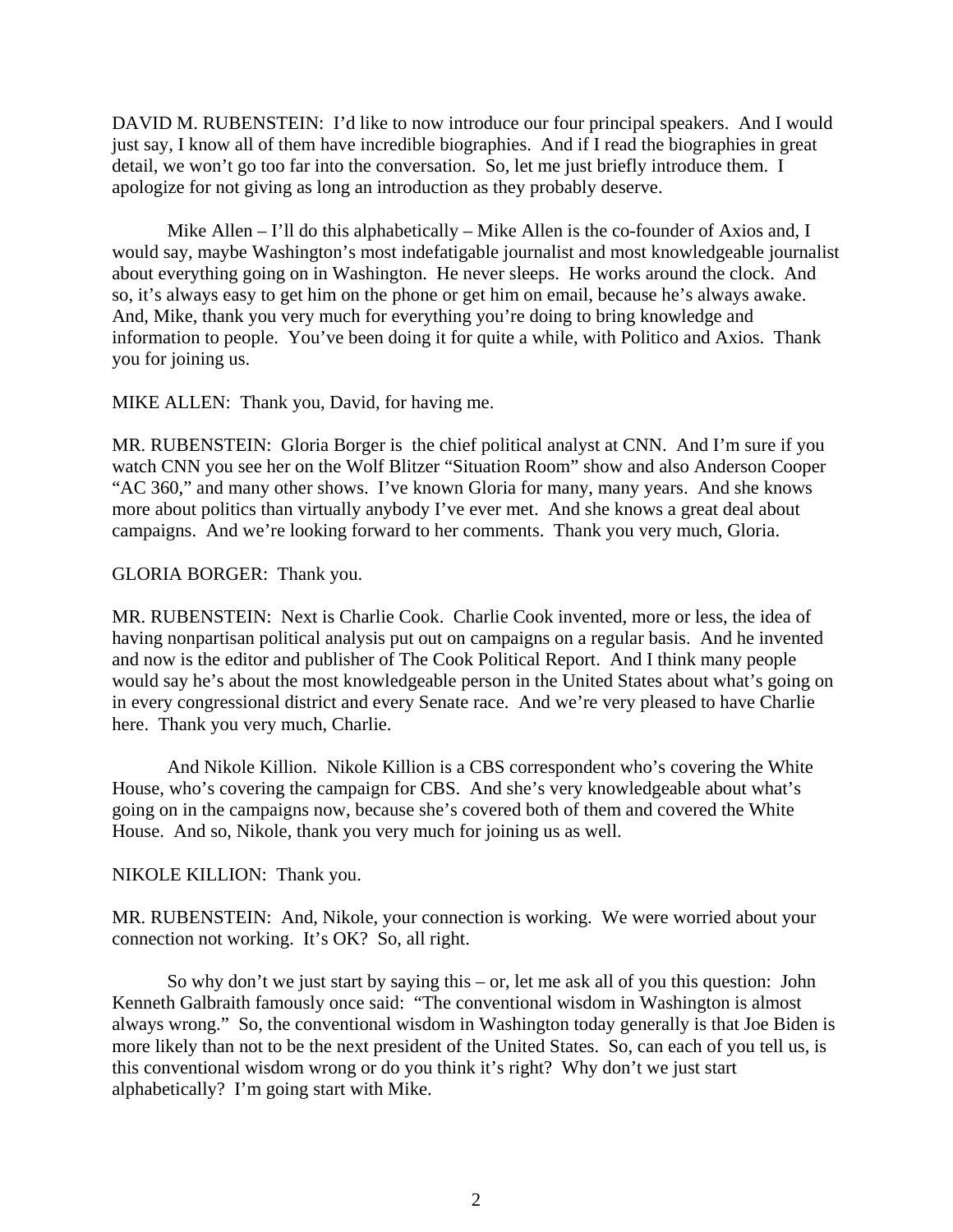DAVID M. RUBENSTEIN: I'd like to now introduce our four principal speakers. And I would just say, I know all of them have incredible biographies. And if I read the biographies in great detail, we won't go too far into the conversation. So, let me just briefly introduce them. I apologize for not giving as long an introduction as they probably deserve.

Mike Allen – I'll do this alphabetically – Mike Allen is the co-founder of Axios and, I would say, maybe Washington's most indefatigable journalist and most knowledgeable journalist about everything going on in Washington. He never sleeps. He works around the clock. And so, it's always easy to get him on the phone or get him on email, because he's always awake. And, Mike, thank you very much for everything you're doing to bring knowledge and information to people. You've been doing it for quite a while, with Politico and Axios. Thank you for joining us.

MIKE ALLEN: Thank you, David, for having me.

MR. RUBENSTEIN: Gloria Borger is the chief political analyst at CNN. And I'm sure if you watch CNN you see her on the Wolf Blitzer "Situation Room" show and also Anderson Cooper "AC 360," and many other shows. I've known Gloria for many, many years. And she knows more about politics than virtually anybody I've ever met. And she knows a great deal about campaigns. And we're looking forward to her comments. Thank you very much, Gloria.

GLORIA BORGER: Thank you.

MR. RUBENSTEIN: Next is Charlie Cook. Charlie Cook invented, more or less, the idea of having nonpartisan political analysis put out on campaigns on a regular basis. And he invented and now is the editor and publisher of The Cook Political Report. And I think many people would say he's about the most knowledgeable person in the United States about what's going on in every congressional district and every Senate race. And we're very pleased to have Charlie here. Thank you very much, Charlie.

And Nikole Killion. Nikole Killion is a CBS correspondent who's covering the White House, who's covering the campaign for CBS. And she's very knowledgeable about what's going on in the campaigns now, because she's covered both of them and covered the White House. And so, Nikole, thank you very much for joining us as well.

NIKOLE KILLION: Thank you.

MR. RUBENSTEIN: And, Nikole, your connection is working. We were worried about your connection not working. It's OK? So, all right.

So why don't we just start by saying this – or, let me ask all of you this question: John Kenneth Galbraith famously once said: "The conventional wisdom in Washington is almost always wrong." So, the conventional wisdom in Washington today generally is that Joe Biden is more likely than not to be the next president of the United States. So, can each of you tell us, is this conventional wisdom wrong or do you think it's right? Why don't we just start alphabetically? I'm going start with Mike.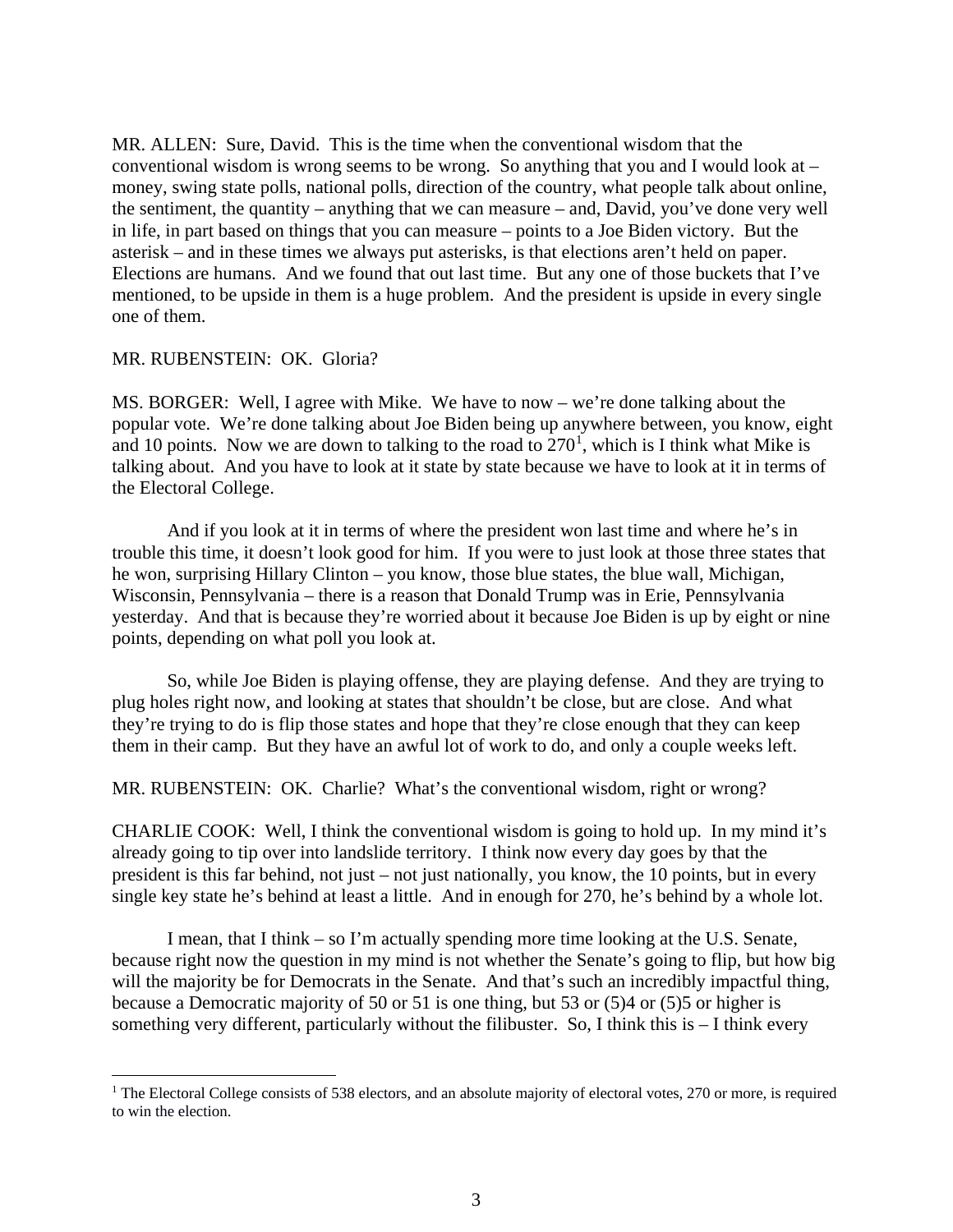MR. ALLEN: Sure, David. This is the time when the conventional wisdom that the conventional wisdom is wrong seems to be wrong. So anything that you and I would look at – money, swing state polls, national polls, direction of the country, what people talk about online, the sentiment, the quantity – anything that we can measure – and, David, you've done very well in life, in part based on things that you can measure – points to a Joe Biden victory. But the asterisk – and in these times we always put asterisks, is that elections aren't held on paper. Elections are humans. And we found that out last time. But any one of those buckets that I've mentioned, to be upside in them is a huge problem. And the president is upside in every single one of them.

MR. RUBENSTEIN: OK. Gloria?

MS. BORGER: Well, I agree with Mike. We have to now – we're done talking about the popular vote. We're done talking about Joe Biden being up anywhere between, you know, eight and 10 points. Now we are down to talking to the road to 270[1], which is I think what Mike is talking about. And you have to look at it state by state because we have to look at it in terms of the Electoral College.

And if you look at it in terms of where the president won last time and where he's in trouble this time, it doesn't look good for him. If you were to just look at those three states that he won, surprising Hillary Clinton – you know, those blue states, the blue wall, Michigan, Wisconsin, Pennsylvania – there is a reason that Donald Trump was in Erie, Pennsylvania yesterday. And that is because they're worried about it because Joe Biden is up by eight or nine points, depending on what poll you look at.

So, while Joe Biden is playing offense, they are playing defense. And they are trying to plug holes right now, and looking at states that shouldn't be close, but are close. And what they're trying to do is flip those states and hope that they're close enough that they can keep them in their camp. But they have an awful lot of work to do, and only a couple weeks left.

MR. RUBENSTEIN: OK. Charlie? What's the conventional wisdom, right or wrong?

CHARLIE COOK: Well, I think the conventional wisdom is going to hold up. In my mind it's already going to tip over into landslide territory. I think now every day goes by that the president is this far behind, not just – not just nationally, you know, the 10 points, but in every single key state he's behind at least a little. And in enough for 270, he's behind by a whole lot.

I mean, that I think – so I'm actually spending more time looking at the U.S. Senate, because right now the question in my mind is not whether the Senate's going to flip, but how big will the majority be for Democrats in the Senate. And that's such an incredibly impactful thing, because a Democratic majority of 50 or 51 is one thing, but 53 or (5)4 or (5)5 or higher is something very different, particularly without the filibuster. So, I think this is – I think every

---

[1] The Electoral College consists of 538 electors, and an absolute majority of electoral votes, 270 or more, is required to win the election.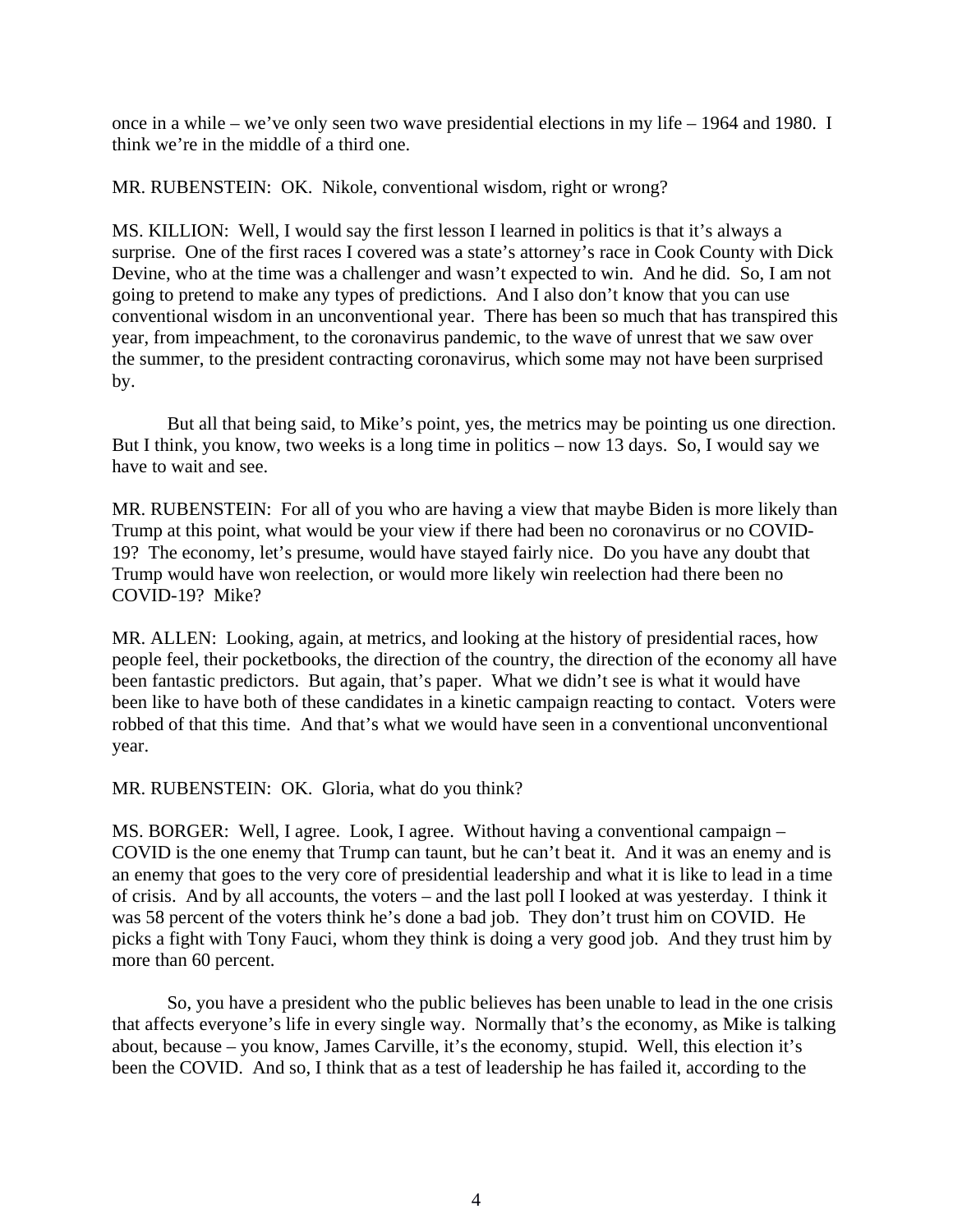once in a while – we've only seen two wave presidential elections in my life – 1964 and 1980. I think we're in the middle of a third one.

MR. RUBENSTEIN: OK. Nikole, conventional wisdom, right or wrong?

MS. KILLION: Well, I would say the first lesson I learned in politics is that it's always a surprise. One of the first races I covered was a state's attorney's race in Cook County with Dick Devine, who at the time was a challenger and wasn't expected to win. And he did. So, I am not going to pretend to make any types of predictions. And I also don't know that you can use conventional wisdom in an unconventional year. There has been so much that has transpired this year, from impeachment, to the coronavirus pandemic, to the wave of unrest that we saw over the summer, to the president contracting coronavirus, which some may not have been surprised by.

But all that being said, to Mike's point, yes, the metrics may be pointing us one direction. But I think, you know, two weeks is a long time in politics – now 13 days. So, I would say we have to wait and see.

MR. RUBENSTEIN: For all of you who are having a view that maybe Biden is more likely than Trump at this point, what would be your view if there had been no coronavirus or no COVID-19? The economy, let's presume, would have stayed fairly nice. Do you have any doubt that Trump would have won reelection, or would more likely win reelection had there been no COVID-19? Mike?

MR. ALLEN: Looking, again, at metrics, and looking at the history of presidential races, how people feel, their pocketbooks, the direction of the country, the direction of the economy all have been fantastic predictors. But again, that's paper. What we didn't see is what it would have been like to have both of these candidates in a kinetic campaign reacting to contact. Voters were robbed of that this time. And that's what we would have seen in a conventional unconventional year.

MR. RUBENSTEIN: OK. Gloria, what do you think?

MS. BORGER: Well, I agree. Look, I agree. Without having a conventional campaign – COVID is the one enemy that Trump can taunt, but he can't beat it. And it was an enemy and is an enemy that goes to the very core of presidential leadership and what it is like to lead in a time of crisis. And by all accounts, the voters – and the last poll I looked at was yesterday. I think it was 58 percent of the voters think he's done a bad job. They don't trust him on COVID. He picks a fight with Tony Fauci, whom they think is doing a very good job. And they trust him by more than 60 percent.

So, you have a president who the public believes has been unable to lead in the one crisis that affects everyone's life in every single way. Normally that's the economy, as Mike is talking about, because – you know, James Carville, it's the economy, stupid. Well, this election it's been the COVID. And so, I think that as a test of leadership he has failed it, according to the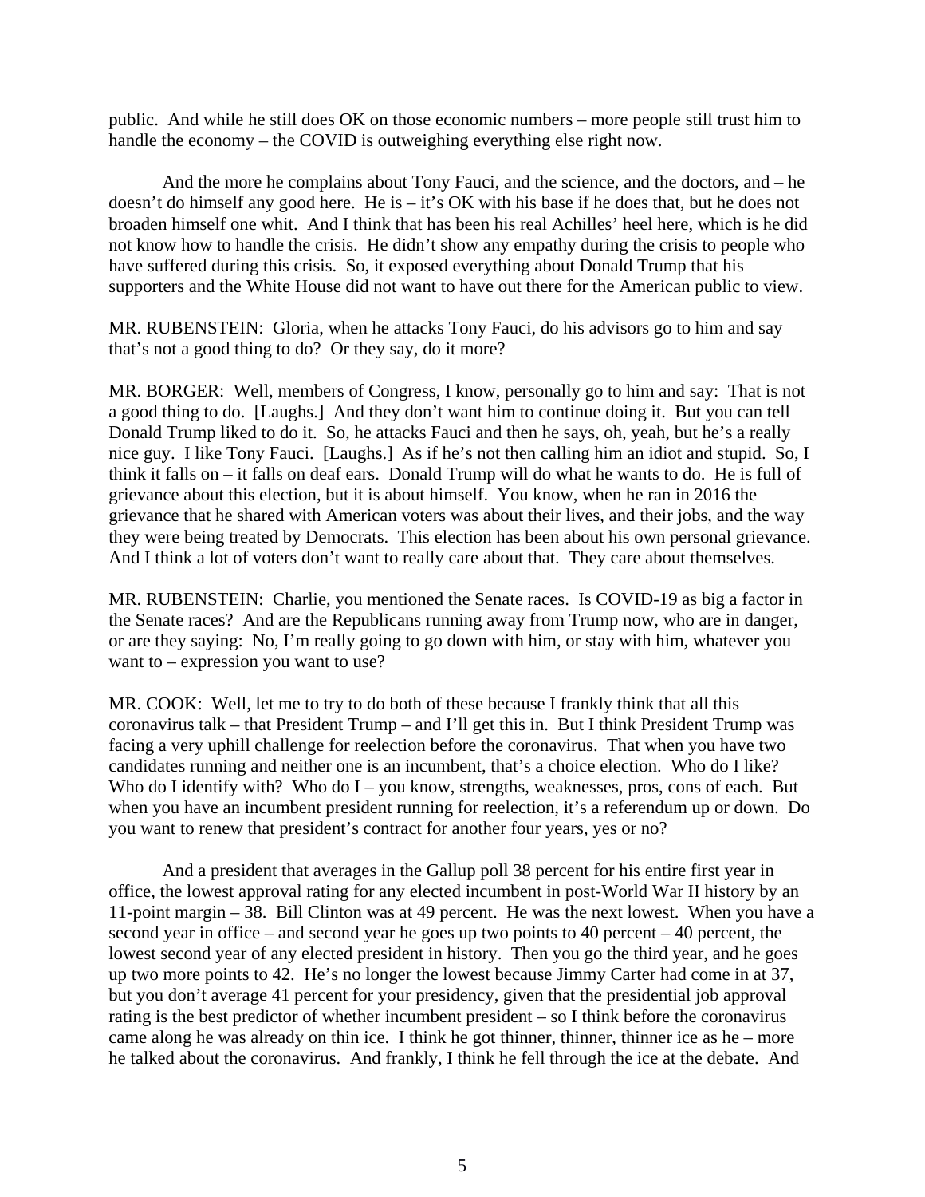public. And while he still does OK on those economic numbers – more people still trust him to handle the economy – the COVID is outweighing everything else right now.

And the more he complains about Tony Fauci, and the science, and the doctors, and – he doesn't do himself any good here. He is – it's OK with his base if he does that, but he does not broaden himself one whit. And I think that has been his real Achilles' heel here, which is he did not know how to handle the crisis. He didn't show any empathy during the crisis to people who have suffered during this crisis. So, it exposed everything about Donald Trump that his supporters and the White House did not want to have out there for the American public to view.

MR. RUBENSTEIN: Gloria, when he attacks Tony Fauci, do his advisors go to him and say that's not a good thing to do? Or they say, do it more?

MR. BORGER: Well, members of Congress, I know, personally go to him and say: That is not a good thing to do. [Laughs.] And they don't want him to continue doing it. But you can tell Donald Trump liked to do it. So, he attacks Fauci and then he says, oh, yeah, but he's a really nice guy. I like Tony Fauci. [Laughs.] As if he's not then calling him an idiot and stupid. So, I think it falls on – it falls on deaf ears. Donald Trump will do what he wants to do. He is full of grievance about this election, but it is about himself. You know, when he ran in 2016 the grievance that he shared with American voters was about their lives, and their jobs, and the way they were being treated by Democrats. This election has been about his own personal grievance. And I think a lot of voters don't want to really care about that. They care about themselves.

MR. RUBENSTEIN: Charlie, you mentioned the Senate races. Is COVID-19 as big a factor in the Senate races? And are the Republicans running away from Trump now, who are in danger, or are they saying: No, I'm really going to go down with him, or stay with him, whatever you want to – expression you want to use?

MR. COOK: Well, let me to try to do both of these because I frankly think that all this coronavirus talk – that President Trump – and I'll get this in. But I think President Trump was facing a very uphill challenge for reelection before the coronavirus. That when you have two candidates running and neither one is an incumbent, that's a choice election. Who do I like? Who do I identify with? Who do I – you know, strengths, weaknesses, pros, cons of each. But when you have an incumbent president running for reelection, it's a referendum up or down. Do you want to renew that president's contract for another four years, yes or no?

And a president that averages in the Gallup poll 38 percent for his entire first year in office, the lowest approval rating for any elected incumbent in post-World War II history by an 11-point margin – 38. Bill Clinton was at 49 percent. He was the next lowest. When you have a second year in office – and second year he goes up two points to 40 percent – 40 percent, the lowest second year of any elected president in history. Then you go the third year, and he goes up two more points to 42. He's no longer the lowest because Jimmy Carter had come in at 37, but you don't average 41 percent for your presidency, given that the presidential job approval rating is the best predictor of whether incumbent president – so I think before the coronavirus came along he was already on thin ice. I think he got thinner, thinner, thinner ice as he – more he talked about the coronavirus. And frankly, I think he fell through the ice at the debate. And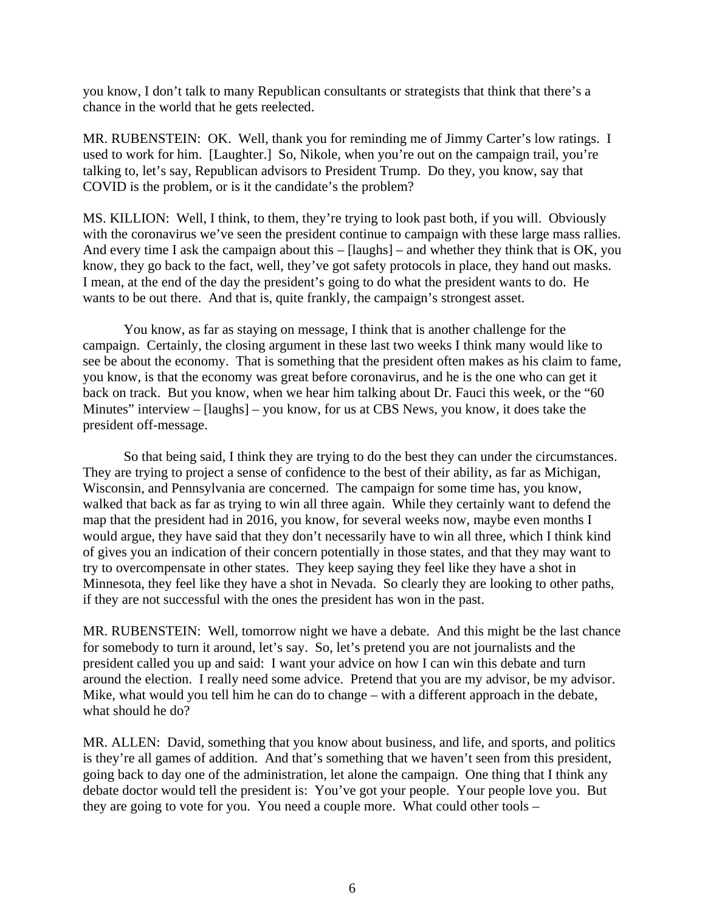you know, I don't talk to many Republican consultants or strategists that think that there's a chance in the world that he gets reelected.

MR. RUBENSTEIN: OK. Well, thank you for reminding me of Jimmy Carter's low ratings. I used to work for him. [Laughter.] So, Nikole, when you're out on the campaign trail, you're talking to, let's say, Republican advisors to President Trump. Do they, you know, say that COVID is the problem, or is it the candidate's the problem?

MS. KILLION: Well, I think, to them, they're trying to look past both, if you will. Obviously with the coronavirus we've seen the president continue to campaign with these large mass rallies. And every time I ask the campaign about this – [laughs] – and whether they think that is OK, you know, they go back to the fact, well, they've got safety protocols in place, they hand out masks. I mean, at the end of the day the president's going to do what the president wants to do. He wants to be out there. And that is, quite frankly, the campaign's strongest asset.

You know, as far as staying on message, I think that is another challenge for the campaign. Certainly, the closing argument in these last two weeks I think many would like to see be about the economy. That is something that the president often makes as his claim to fame, you know, is that the economy was great before coronavirus, and he is the one who can get it back on track. But you know, when we hear him talking about Dr. Fauci this week, or the "60 Minutes" interview – [laughs] – you know, for us at CBS News, you know, it does take the president off-message.

So that being said, I think they are trying to do the best they can under the circumstances. They are trying to project a sense of confidence to the best of their ability, as far as Michigan, Wisconsin, and Pennsylvania are concerned. The campaign for some time has, you know, walked that back as far as trying to win all three again. While they certainly want to defend the map that the president had in 2016, you know, for several weeks now, maybe even months I would argue, they have said that they don't necessarily have to win all three, which I think kind of gives you an indication of their concern potentially in those states, and that they may want to try to overcompensate in other states. They keep saying they feel like they have a shot in Minnesota, they feel like they have a shot in Nevada. So clearly they are looking to other paths, if they are not successful with the ones the president has won in the past.

MR. RUBENSTEIN: Well, tomorrow night we have a debate. And this might be the last chance for somebody to turn it around, let's say. So, let's pretend you are not journalists and the president called you up and said: I want your advice on how I can win this debate and turn around the election. I really need some advice. Pretend that you are my advisor, be my advisor. Mike, what would you tell him he can do to change – with a different approach in the debate, what should he do?

MR. ALLEN: David, something that you know about business, and life, and sports, and politics is they're all games of addition. And that's something that we haven't seen from this president, going back to day one of the administration, let alone the campaign. One thing that I think any debate doctor would tell the president is: You've got your people. Your people love you. But they are going to vote for you. You need a couple more. What could other tools –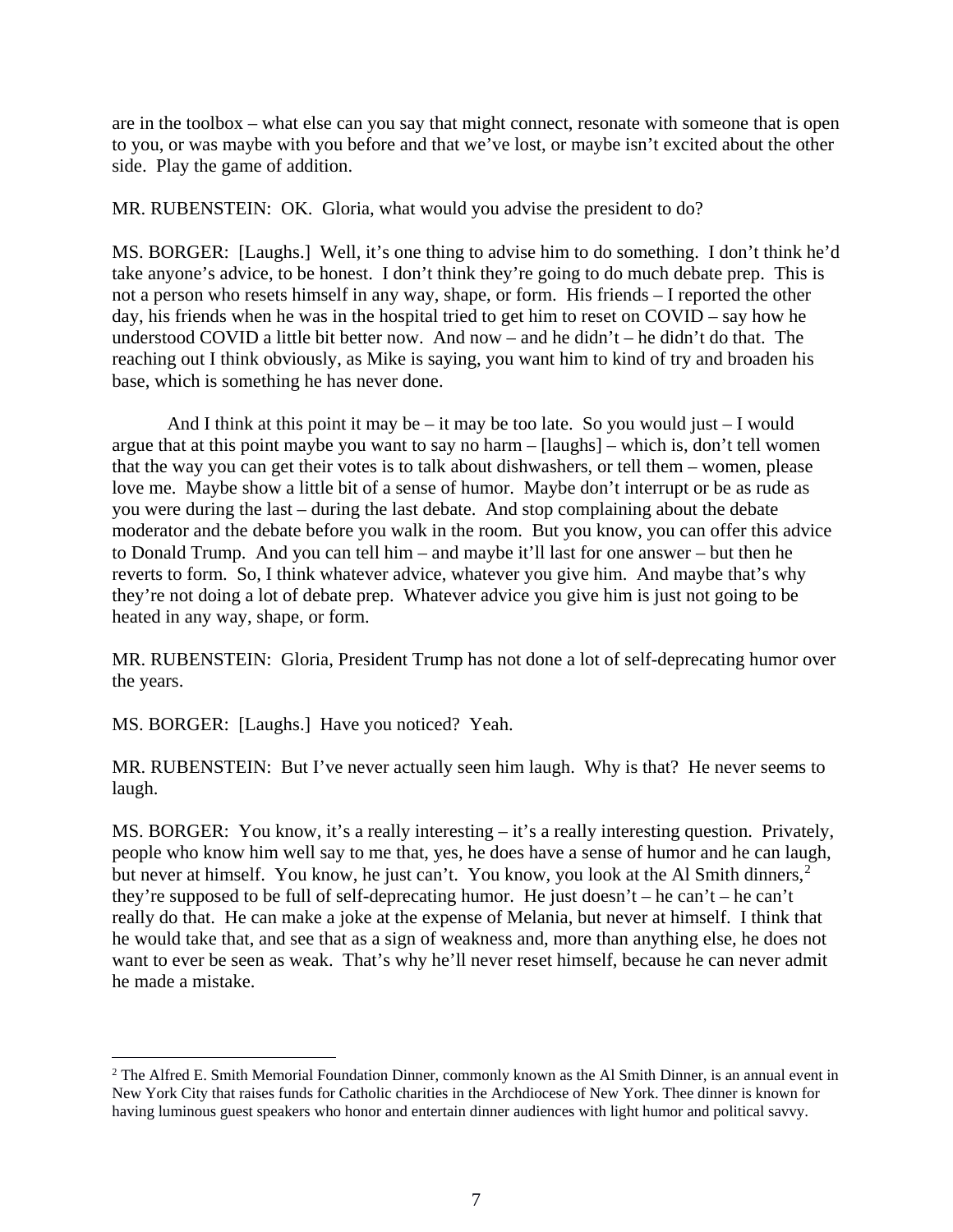are in the toolbox – what else can you say that might connect, resonate with someone that is open to you, or was maybe with you before and that we've lost, or maybe isn't excited about the other side. Play the game of addition.

MR. RUBENSTEIN: OK. Gloria, what would you advise the president to do?

MS. BORGER: [Laughs.] Well, it's one thing to advise him to do something. I don't think he'd take anyone's advice, to be honest. I don't think they're going to do much debate prep. This is not a person who resets himself in any way, shape, or form. His friends – I reported the other day, his friends when he was in the hospital tried to get him to reset on COVID – say how he understood COVID a little bit better now. And now – and he didn't – he didn't do that. The reaching out I think obviously, as Mike is saying, you want him to kind of try and broaden his base, which is something he has never done.

And I think at this point it may be – it may be too late. So you would just – I would argue that at this point maybe you want to say no harm – [laughs] – which is, don't tell women that the way you can get their votes is to talk about dishwashers, or tell them – women, please love me. Maybe show a little bit of a sense of humor. Maybe don't interrupt or be as rude as you were during the last – during the last debate. And stop complaining about the debate moderator and the debate before you walk in the room. But you know, you can offer this advice to Donald Trump. And you can tell him – and maybe it'll last for one answer – but then he reverts to form. So, I think whatever advice, whatever you give him. And maybe that's why they're not doing a lot of debate prep. Whatever advice you give him is just not going to be heated in any way, shape, or form.

MR. RUBENSTEIN: Gloria, President Trump has not done a lot of self-deprecating humor over the years.

MS. BORGER: [Laughs.] Have you noticed? Yeah.

MR. RUBENSTEIN: But I've never actually seen him laugh. Why is that? He never seems to laugh.

MS. BORGER: You know, it's a really interesting – it's a really interesting question. Privately, people who know him well say to me that, yes, he does have a sense of humor and he can laugh, but never at himself. You know, he just can't. You know, you look at the Al Smith dinners,[2] they're supposed to be full of self-deprecating humor. He just doesn't – he can't – he can't really do that. He can make a joke at the expense of Melania, but never at himself. I think that he would take that, and see that as a sign of weakness and, more than anything else, he does not want to ever be seen as weak. That's why he'll never reset himself, because he can never admit he made a mistake.

---

[2] The Alfred E. Smith Memorial Foundation Dinner, commonly known as the Al Smith Dinner, is an annual event in New York City that raises funds for Catholic charities in the Archdiocese of New York. Thee dinner is known for having luminous guest speakers who honor and entertain dinner audiences with light humor and political savvy.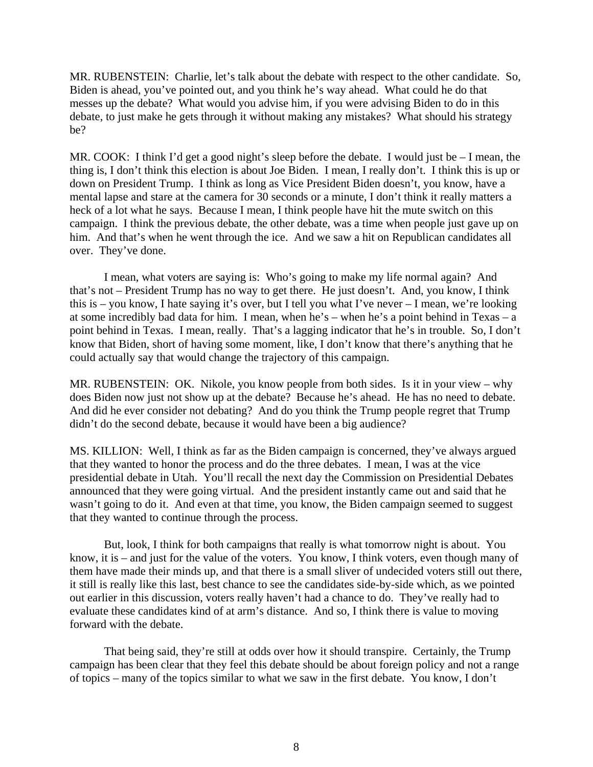MR. RUBENSTEIN: Charlie, let's talk about the debate with respect to the other candidate. So, Biden is ahead, you've pointed out, and you think he's way ahead. What could he do that messes up the debate? What would you advise him, if you were advising Biden to do in this debate, to just make he gets through it without making any mistakes? What should his strategy be?

MR. COOK: I think I'd get a good night's sleep before the debate. I would just be – I mean, the thing is, I don't think this election is about Joe Biden. I mean, I really don't. I think this is up or down on President Trump. I think as long as Vice President Biden doesn't, you know, have a mental lapse and stare at the camera for 30 seconds or a minute, I don't think it really matters a heck of a lot what he says. Because I mean, I think people have hit the mute switch on this campaign. I think the previous debate, the other debate, was a time when people just gave up on him. And that's when he went through the ice. And we saw a hit on Republican candidates all over. They've done.

I mean, what voters are saying is: Who's going to make my life normal again? And that's not – President Trump has no way to get there. He just doesn't. And, you know, I think this is – you know, I hate saying it's over, but I tell you what I've never – I mean, we're looking at some incredibly bad data for him. I mean, when he's – when he's a point behind in Texas – a point behind in Texas. I mean, really. That's a lagging indicator that he's in trouble. So, I don't know that Biden, short of having some moment, like, I don't know that there's anything that he could actually say that would change the trajectory of this campaign.

MR. RUBENSTEIN: OK. Nikole, you know people from both sides. Is it in your view – why does Biden now just not show up at the debate? Because he's ahead. He has no need to debate. And did he ever consider not debating? And do you think the Trump people regret that Trump didn't do the second debate, because it would have been a big audience?

MS. KILLION: Well, I think as far as the Biden campaign is concerned, they've always argued that they wanted to honor the process and do the three debates. I mean, I was at the vice presidential debate in Utah. You'll recall the next day the Commission on Presidential Debates announced that they were going virtual. And the president instantly came out and said that he wasn't going to do it. And even at that time, you know, the Biden campaign seemed to suggest that they wanted to continue through the process.

But, look, I think for both campaigns that really is what tomorrow night is about. You know, it is – and just for the value of the voters. You know, I think voters, even though many of them have made their minds up, and that there is a small sliver of undecided voters still out there, it still is really like this last, best chance to see the candidates side-by-side which, as we pointed out earlier in this discussion, voters really haven't had a chance to do. They've really had to evaluate these candidates kind of at arm's distance. And so, I think there is value to moving forward with the debate.

That being said, they're still at odds over how it should transpire. Certainly, the Trump campaign has been clear that they feel this debate should be about foreign policy and not a range of topics – many of the topics similar to what we saw in the first debate. You know, I don't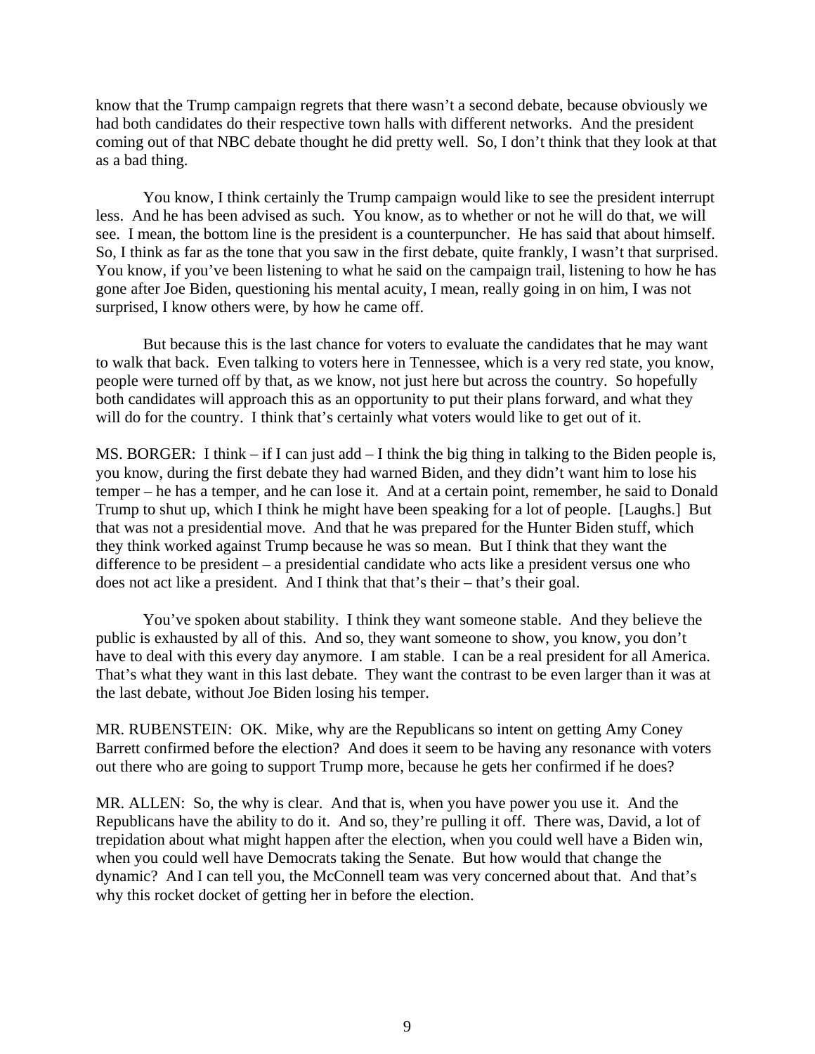know that the Trump campaign regrets that there wasn't a second debate, because obviously we had both candidates do their respective town halls with different networks. And the president coming out of that NBC debate thought he did pretty well. So, I don't think that they look at that as a bad thing.

You know, I think certainly the Trump campaign would like to see the president interrupt less. And he has been advised as such. You know, as to whether or not he will do that, we will see. I mean, the bottom line is the president is a counterpuncher. He has said that about himself. So, I think as far as the tone that you saw in the first debate, quite frankly, I wasn't that surprised. You know, if you've been listening to what he said on the campaign trail, listening to how he has gone after Joe Biden, questioning his mental acuity, I mean, really going in on him, I was not surprised, I know others were, by how he came off.

But because this is the last chance for voters to evaluate the candidates that he may want to walk that back. Even talking to voters here in Tennessee, which is a very red state, you know, people were turned off by that, as we know, not just here but across the country. So hopefully both candidates will approach this as an opportunity to put their plans forward, and what they will do for the country. I think that's certainly what voters would like to get out of it.

MS. BORGER: I think – if I can just add – I think the big thing in talking to the Biden people is, you know, during the first debate they had warned Biden, and they didn't want him to lose his temper – he has a temper, and he can lose it. And at a certain point, remember, he said to Donald Trump to shut up, which I think he might have been speaking for a lot of people. [Laughs.] But that was not a presidential move. And that he was prepared for the Hunter Biden stuff, which they think worked against Trump because he was so mean. But I think that they want the difference to be president – a presidential candidate who acts like a president versus one who does not act like a president. And I think that that's their – that's their goal.

You've spoken about stability. I think they want someone stable. And they believe the public is exhausted by all of this. And so, they want someone to show, you know, you don't have to deal with this every day anymore. I am stable. I can be a real president for all America. That's what they want in this last debate. They want the contrast to be even larger than it was at the last debate, without Joe Biden losing his temper.

MR. RUBENSTEIN: OK. Mike, why are the Republicans so intent on getting Amy Coney Barrett confirmed before the election? And does it seem to be having any resonance with voters out there who are going to support Trump more, because he gets her confirmed if he does?

MR. ALLEN: So, the why is clear. And that is, when you have power you use it. And the Republicans have the ability to do it. And so, they're pulling it off. There was, David, a lot of trepidation about what might happen after the election, when you could well have a Biden win, when you could well have Democrats taking the Senate. But how would that change the dynamic? And I can tell you, the McConnell team was very concerned about that. And that's why this rocket docket of getting her in before the election.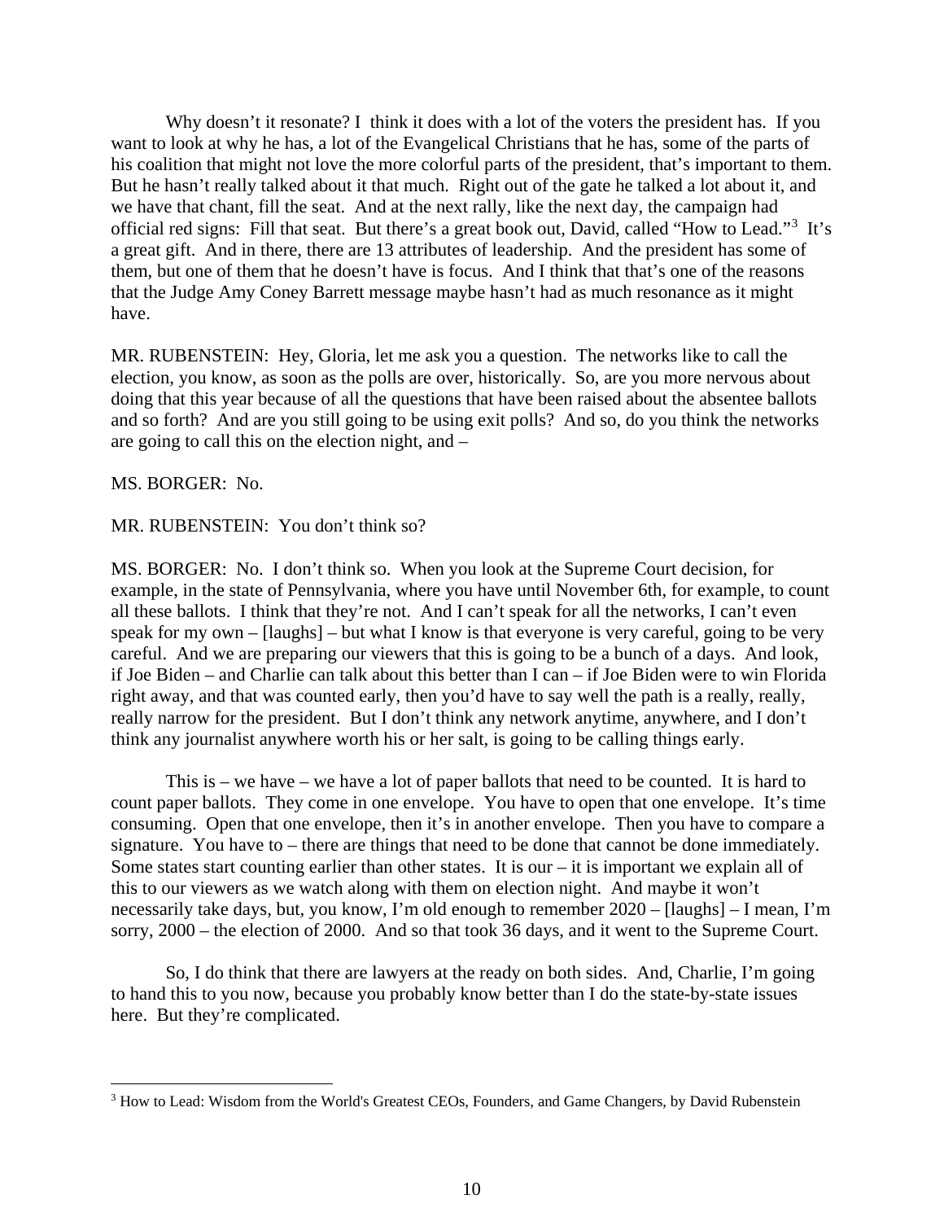Why doesn't it resonate? I think it does with a lot of the voters the president has. If you want to look at why he has, a lot of the Evangelical Christians that he has, some of the parts of his coalition that might not love the more colorful parts of the president, that's important to them. But he hasn't really talked about it that much. Right out of the gate he talked a lot about it, and we have that chant, fill the seat. And at the next rally, like the next day, the campaign had official red signs: Fill that seat. But there's a great book out, David, called "How to Lead."[3] It's a great gift. And in there, there are 13 attributes of leadership. And the president has some of them, but one of them that he doesn't have is focus. And I think that that's one of the reasons that the Judge Amy Coney Barrett message maybe hasn't had as much resonance as it might have.

MR. RUBENSTEIN: Hey, Gloria, let me ask you a question. The networks like to call the election, you know, as soon as the polls are over, historically. So, are you more nervous about doing that this year because of all the questions that have been raised about the absentee ballots and so forth? And are you still going to be using exit polls? And so, do you think the networks are going to call this on the election night, and –

MS. BORGER: No.

MR. RUBENSTEIN: You don't think so?

MS. BORGER: No. I don't think so. When you look at the Supreme Court decision, for example, in the state of Pennsylvania, where you have until November 6th, for example, to count all these ballots. I think that they're not. And I can't speak for all the networks, I can't even speak for my own – [laughs] – but what I know is that everyone is very careful, going to be very careful. And we are preparing our viewers that this is going to be a bunch of a days. And look, if Joe Biden – and Charlie can talk about this better than I can – if Joe Biden were to win Florida right away, and that was counted early, then you'd have to say well the path is a really, really, really narrow for the president. But I don't think any network anytime, anywhere, and I don't think any journalist anywhere worth his or her salt, is going to be calling things early.

This is – we have – we have a lot of paper ballots that need to be counted. It is hard to count paper ballots. They come in one envelope. You have to open that one envelope. It's time consuming. Open that one envelope, then it's in another envelope. Then you have to compare a signature. You have to – there are things that need to be done that cannot be done immediately. Some states start counting earlier than other states. It is our – it is important we explain all of this to our viewers as we watch along with them on election night. And maybe it won't necessarily take days, but, you know, I'm old enough to remember 2020 – [laughs] – I mean, I'm sorry, 2000 – the election of 2000. And so that took 36 days, and it went to the Supreme Court.

So, I do think that there are lawyers at the ready on both sides. And, Charlie, I'm going to hand this to you now, because you probably know better than I do the state-by-state issues here. But they're complicated.

---

[3] How to Lead: Wisdom from the World's Greatest CEOs, Founders, and Game Changers, by David Rubenstein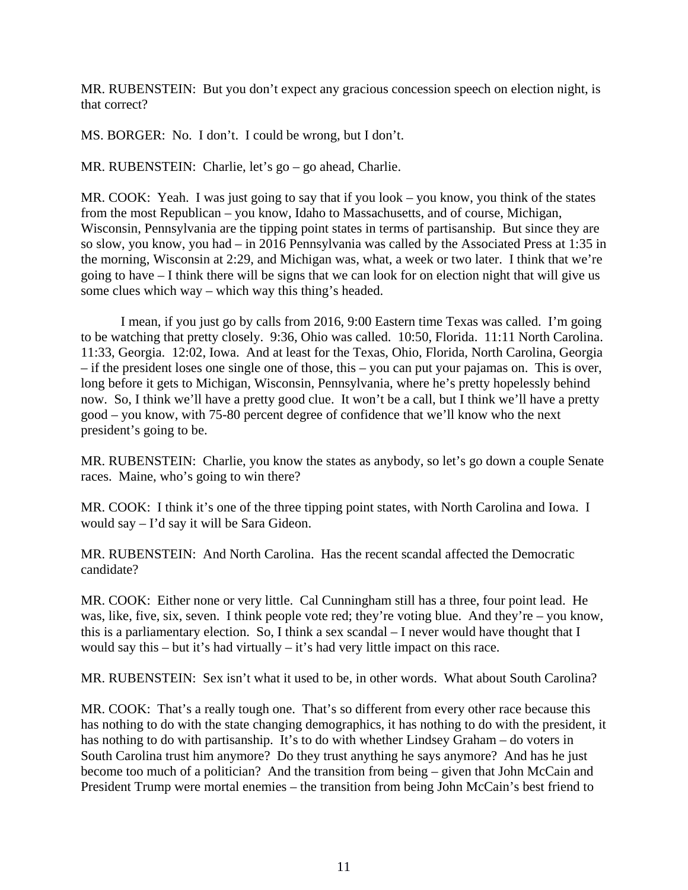MR. RUBENSTEIN: But you don't expect any gracious concession speech on election night, is that correct?

MS. BORGER: No. I don't. I could be wrong, but I don't.

MR. RUBENSTEIN: Charlie, let's go – go ahead, Charlie.

MR. COOK: Yeah. I was just going to say that if you look – you know, you think of the states from the most Republican – you know, Idaho to Massachusetts, and of course, Michigan, Wisconsin, Pennsylvania are the tipping point states in terms of partisanship. But since they are so slow, you know, you had – in 2016 Pennsylvania was called by the Associated Press at 1:35 in the morning, Wisconsin at 2:29, and Michigan was, what, a week or two later. I think that we're going to have – I think there will be signs that we can look for on election night that will give us some clues which way – which way this thing's headed.

I mean, if you just go by calls from 2016, 9:00 Eastern time Texas was called. I'm going to be watching that pretty closely. 9:36, Ohio was called. 10:50, Florida. 11:11 North Carolina. 11:33, Georgia. 12:02, Iowa. And at least for the Texas, Ohio, Florida, North Carolina, Georgia – if the president loses one single one of those, this – you can put your pajamas on. This is over, long before it gets to Michigan, Wisconsin, Pennsylvania, where he's pretty hopelessly behind now. So, I think we'll have a pretty good clue. It won't be a call, but I think we'll have a pretty good – you know, with 75-80 percent degree of confidence that we'll know who the next president's going to be.

MR. RUBENSTEIN: Charlie, you know the states as anybody, so let's go down a couple Senate races. Maine, who's going to win there?

MR. COOK: I think it's one of the three tipping point states, with North Carolina and Iowa. I would say – I'd say it will be Sara Gideon.

MR. RUBENSTEIN: And North Carolina. Has the recent scandal affected the Democratic candidate?

MR. COOK: Either none or very little. Cal Cunningham still has a three, four point lead. He was, like, five, six, seven. I think people vote red; they're voting blue. And they're – you know, this is a parliamentary election. So, I think a sex scandal – I never would have thought that I would say this – but it's had virtually – it's had very little impact on this race.

MR. RUBENSTEIN: Sex isn't what it used to be, in other words. What about South Carolina?

MR. COOK: That's a really tough one. That's so different from every other race because this has nothing to do with the state changing demographics, it has nothing to do with the president, it has nothing to do with partisanship. It's to do with whether Lindsey Graham – do voters in South Carolina trust him anymore? Do they trust anything he says anymore? And has he just become too much of a politician? And the transition from being – given that John McCain and President Trump were mortal enemies – the transition from being John McCain's best friend to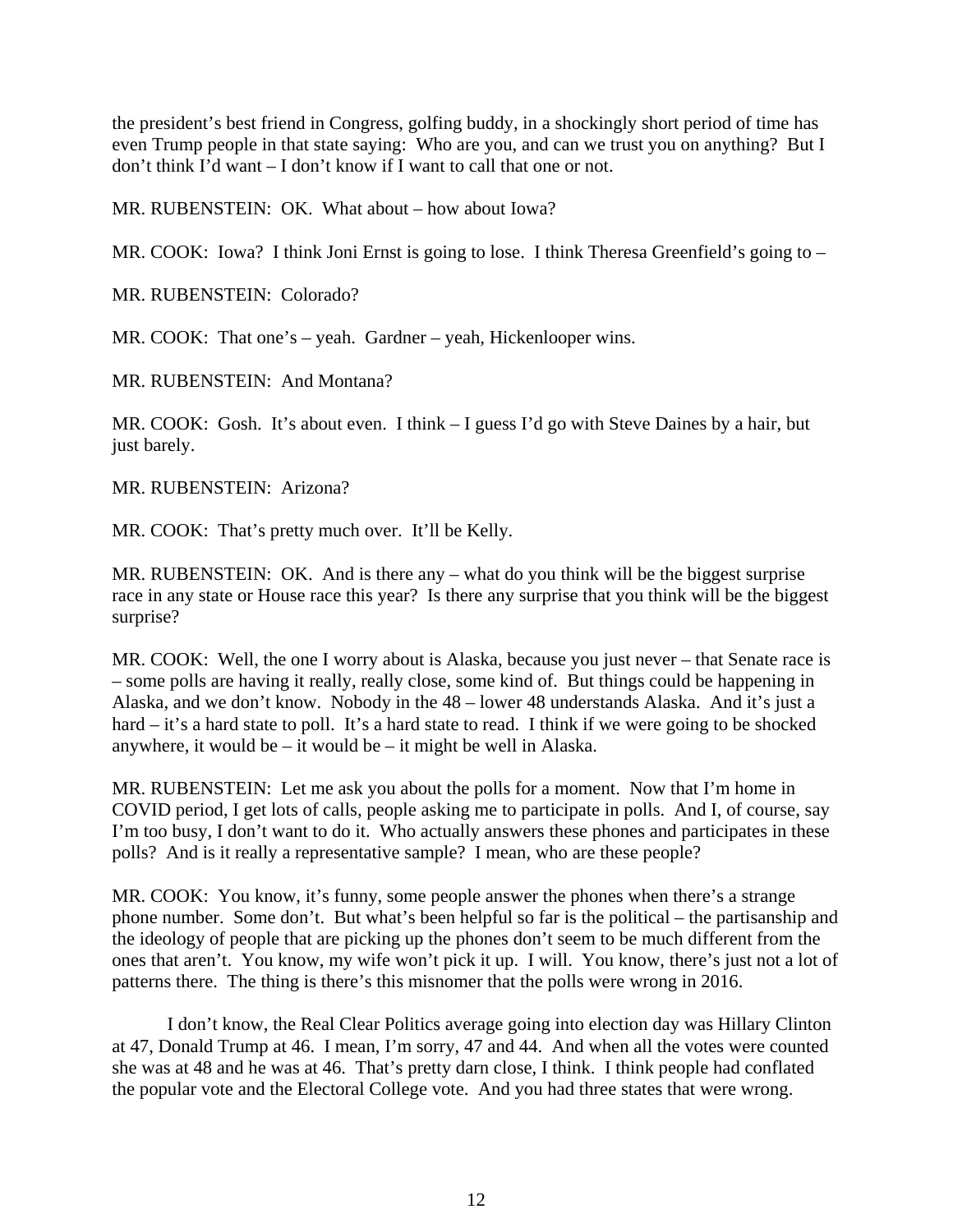the president's best friend in Congress, golfing buddy, in a shockingly short period of time has even Trump people in that state saying: Who are you, and can we trust you on anything? But I don't think I'd want – I don't know if I want to call that one or not.

MR. RUBENSTEIN: OK. What about – how about Iowa?

MR. COOK: Iowa? I think Joni Ernst is going to lose. I think Theresa Greenfield's going to –

MR. RUBENSTEIN: Colorado?

MR. COOK: That one's – yeah. Gardner – yeah, Hickenlooper wins.

MR. RUBENSTEIN: And Montana?

MR. COOK: Gosh. It's about even. I think – I guess I'd go with Steve Daines by a hair, but just barely.

MR. RUBENSTEIN: Arizona?

MR. COOK: That's pretty much over. It'll be Kelly.

MR. RUBENSTEIN: OK. And is there any – what do you think will be the biggest surprise race in any state or House race this year? Is there any surprise that you think will be the biggest surprise?

MR. COOK: Well, the one I worry about is Alaska, because you just never – that Senate race is – some polls are having it really, really close, some kind of. But things could be happening in Alaska, and we don't know. Nobody in the 48 – lower 48 understands Alaska. And it's just a hard – it's a hard state to poll. It's a hard state to read. I think if we were going to be shocked anywhere, it would be – it would be – it might be well in Alaska.

MR. RUBENSTEIN: Let me ask you about the polls for a moment. Now that I'm home in COVID period, I get lots of calls, people asking me to participate in polls. And I, of course, say I'm too busy, I don't want to do it. Who actually answers these phones and participates in these polls? And is it really a representative sample? I mean, who are these people?

MR. COOK: You know, it's funny, some people answer the phones when there's a strange phone number. Some don't. But what's been helpful so far is the political – the partisanship and the ideology of people that are picking up the phones don't seem to be much different from the ones that aren't. You know, my wife won't pick it up. I will. You know, there's just not a lot of patterns there. The thing is there's this misnomer that the polls were wrong in 2016.

I don't know, the Real Clear Politics average going into election day was Hillary Clinton at 47, Donald Trump at 46. I mean, I'm sorry, 47 and 44. And when all the votes were counted she was at 48 and he was at 46. That's pretty darn close, I think. I think people had conflated the popular vote and the Electoral College vote. And you had three states that were wrong.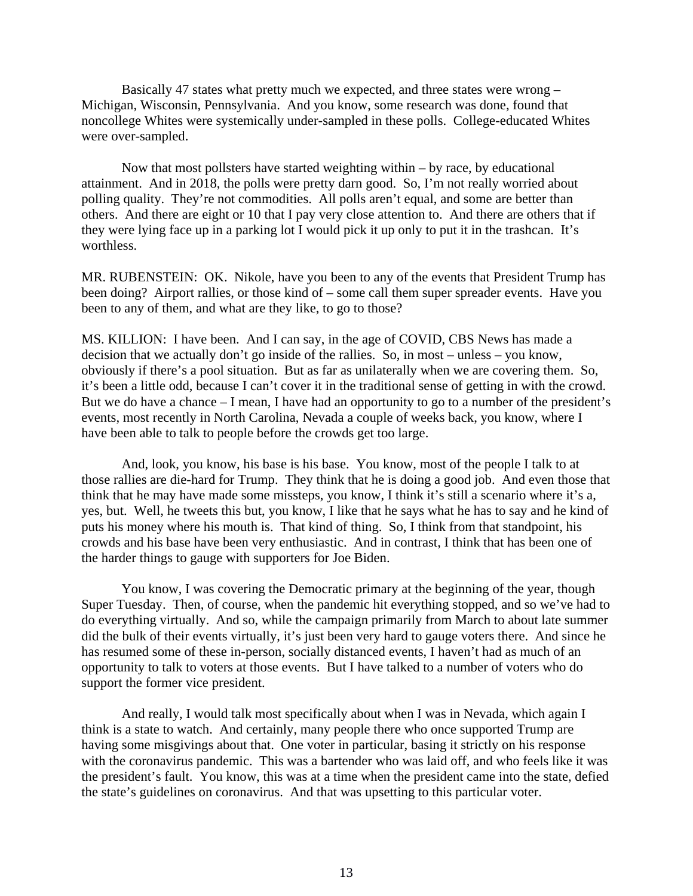Basically 47 states what pretty much we expected, and three states were wrong – Michigan, Wisconsin, Pennsylvania. And you know, some research was done, found that noncollege Whites were systemically under-sampled in these polls. College-educated Whites were over-sampled.

Now that most pollsters have started weighting within – by race, by educational attainment. And in 2018, the polls were pretty darn good. So, I'm not really worried about polling quality. They're not commodities. All polls aren't equal, and some are better than others. And there are eight or 10 that I pay very close attention to. And there are others that if they were lying face up in a parking lot I would pick it up only to put it in the trashcan. It's worthless.

MR. RUBENSTEIN: OK. Nikole, have you been to any of the events that President Trump has been doing? Airport rallies, or those kind of – some call them super spreader events. Have you been to any of them, and what are they like, to go to those?

MS. KILLION: I have been. And I can say, in the age of COVID, CBS News has made a decision that we actually don't go inside of the rallies. So, in most – unless – you know, obviously if there's a pool situation. But as far as unilaterally when we are covering them. So, it's been a little odd, because I can't cover it in the traditional sense of getting in with the crowd. But we do have a chance – I mean, I have had an opportunity to go to a number of the president's events, most recently in North Carolina, Nevada a couple of weeks back, you know, where I have been able to talk to people before the crowds get too large.

And, look, you know, his base is his base. You know, most of the people I talk to at those rallies are die-hard for Trump. They think that he is doing a good job. And even those that think that he may have made some missteps, you know, I think it's still a scenario where it's a, yes, but. Well, he tweets this but, you know, I like that he says what he has to say and he kind of puts his money where his mouth is. That kind of thing. So, I think from that standpoint, his crowds and his base have been very enthusiastic. And in contrast, I think that has been one of the harder things to gauge with supporters for Joe Biden.

You know, I was covering the Democratic primary at the beginning of the year, though Super Tuesday. Then, of course, when the pandemic hit everything stopped, and so we've had to do everything virtually. And so, while the campaign primarily from March to about late summer did the bulk of their events virtually, it's just been very hard to gauge voters there. And since he has resumed some of these in-person, socially distanced events, I haven't had as much of an opportunity to talk to voters at those events. But I have talked to a number of voters who do support the former vice president.

And really, I would talk most specifically about when I was in Nevada, which again I think is a state to watch. And certainly, many people there who once supported Trump are having some misgivings about that. One voter in particular, basing it strictly on his response with the coronavirus pandemic. This was a bartender who was laid off, and who feels like it was the president's fault. You know, this was at a time when the president came into the state, defied the state's guidelines on coronavirus. And that was upsetting to this particular voter.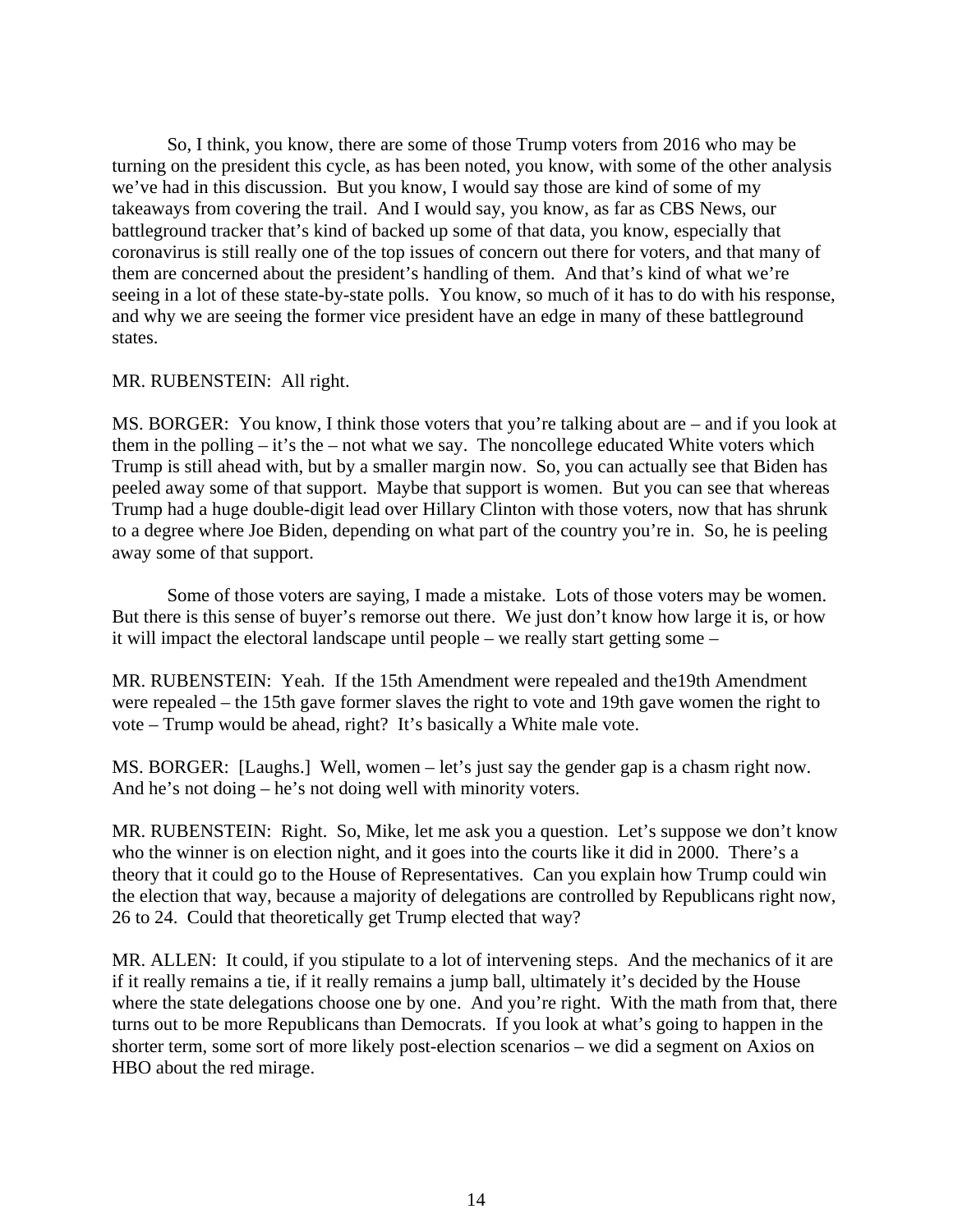So, I think, you know, there are some of those Trump voters from 2016 who may be turning on the president this cycle, as has been noted, you know, with some of the other analysis we've had in this discussion. But you know, I would say those are kind of some of my takeaways from covering the trail. And I would say, you know, as far as CBS News, our battleground tracker that's kind of backed up some of that data, you know, especially that coronavirus is still really one of the top issues of concern out there for voters, and that many of them are concerned about the president's handling of them. And that's kind of what we're seeing in a lot of these state-by-state polls. You know, so much of it has to do with his response, and why we are seeing the former vice president have an edge in many of these battleground states.

MR. RUBENSTEIN: All right.

MS. BORGER: You know, I think those voters that you're talking about are – and if you look at them in the polling – it's the – not what we say. The noncollege educated White voters which Trump is still ahead with, but by a smaller margin now. So, you can actually see that Biden has peeled away some of that support. Maybe that support is women. But you can see that whereas Trump had a huge double-digit lead over Hillary Clinton with those voters, now that has shrunk to a degree where Joe Biden, depending on what part of the country you're in. So, he is peeling away some of that support.

Some of those voters are saying, I made a mistake. Lots of those voters may be women. But there is this sense of buyer's remorse out there. We just don't know how large it is, or how it will impact the electoral landscape until people – we really start getting some –

MR. RUBENSTEIN: Yeah. If the 15th Amendment were repealed and the19th Amendment were repealed – the 15th gave former slaves the right to vote and 19th gave women the right to vote – Trump would be ahead, right? It's basically a White male vote.

MS. BORGER: [Laughs.] Well, women – let's just say the gender gap is a chasm right now. And he's not doing – he's not doing well with minority voters.

MR. RUBENSTEIN: Right. So, Mike, let me ask you a question. Let's suppose we don't know who the winner is on election night, and it goes into the courts like it did in 2000. There's a theory that it could go to the House of Representatives. Can you explain how Trump could win the election that way, because a majority of delegations are controlled by Republicans right now, 26 to 24. Could that theoretically get Trump elected that way?

MR. ALLEN: It could, if you stipulate to a lot of intervening steps. And the mechanics of it are if it really remains a tie, if it really remains a jump ball, ultimately it's decided by the House where the state delegations choose one by one. And you're right. With the math from that, there turns out to be more Republicans than Democrats. If you look at what's going to happen in the shorter term, some sort of more likely post-election scenarios – we did a segment on Axios on HBO about the red mirage.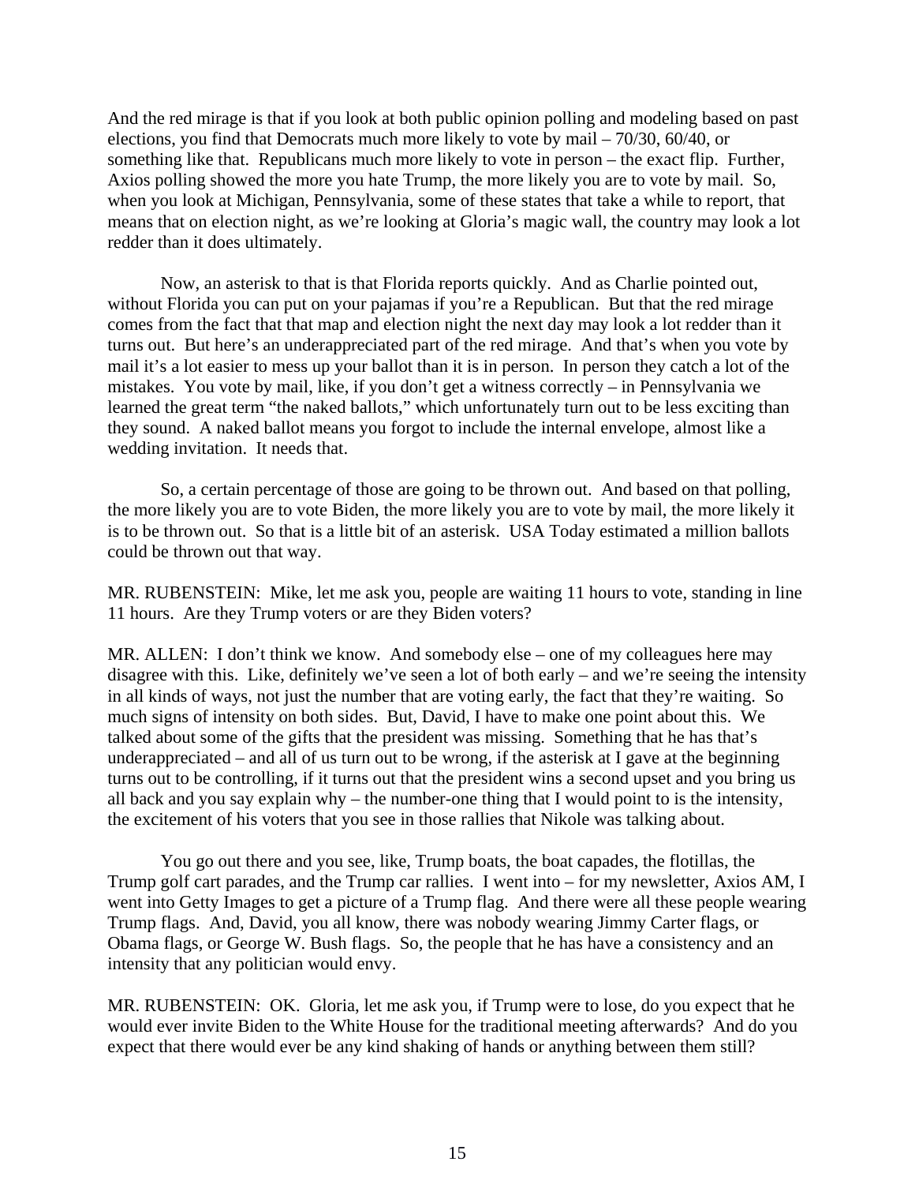And the red mirage is that if you look at both public opinion polling and modeling based on past elections, you find that Democrats much more likely to vote by mail – 70/30, 60/40, or something like that. Republicans much more likely to vote in person – the exact flip. Further, Axios polling showed the more you hate Trump, the more likely you are to vote by mail. So, when you look at Michigan, Pennsylvania, some of these states that take a while to report, that means that on election night, as we're looking at Gloria's magic wall, the country may look a lot redder than it does ultimately.

Now, an asterisk to that is that Florida reports quickly. And as Charlie pointed out, without Florida you can put on your pajamas if you're a Republican. But that the red mirage comes from the fact that that map and election night the next day may look a lot redder than it turns out. But here's an underappreciated part of the red mirage. And that's when you vote by mail it's a lot easier to mess up your ballot than it is in person. In person they catch a lot of the mistakes. You vote by mail, like, if you don't get a witness correctly – in Pennsylvania we learned the great term "the naked ballots," which unfortunately turn out to be less exciting than they sound. A naked ballot means you forgot to include the internal envelope, almost like a wedding invitation. It needs that.

So, a certain percentage of those are going to be thrown out. And based on that polling, the more likely you are to vote Biden, the more likely you are to vote by mail, the more likely it is to be thrown out. So that is a little bit of an asterisk. USA Today estimated a million ballots could be thrown out that way.

MR. RUBENSTEIN: Mike, let me ask you, people are waiting 11 hours to vote, standing in line 11 hours. Are they Trump voters or are they Biden voters?

MR. ALLEN: I don't think we know. And somebody else – one of my colleagues here may disagree with this. Like, definitely we've seen a lot of both early – and we're seeing the intensity in all kinds of ways, not just the number that are voting early, the fact that they're waiting. So much signs of intensity on both sides. But, David, I have to make one point about this. We talked about some of the gifts that the president was missing. Something that he has that's underappreciated – and all of us turn out to be wrong, if the asterisk at I gave at the beginning turns out to be controlling, if it turns out that the president wins a second upset and you bring us all back and you say explain why – the number-one thing that I would point to is the intensity, the excitement of his voters that you see in those rallies that Nikole was talking about.

You go out there and you see, like, Trump boats, the boat capades, the flotillas, the Trump golf cart parades, and the Trump car rallies. I went into – for my newsletter, Axios AM, I went into Getty Images to get a picture of a Trump flag. And there were all these people wearing Trump flags. And, David, you all know, there was nobody wearing Jimmy Carter flags, or Obama flags, or George W. Bush flags. So, the people that he has have a consistency and an intensity that any politician would envy.

MR. RUBENSTEIN: OK. Gloria, let me ask you, if Trump were to lose, do you expect that he would ever invite Biden to the White House for the traditional meeting afterwards? And do you expect that there would ever be any kind shaking of hands or anything between them still?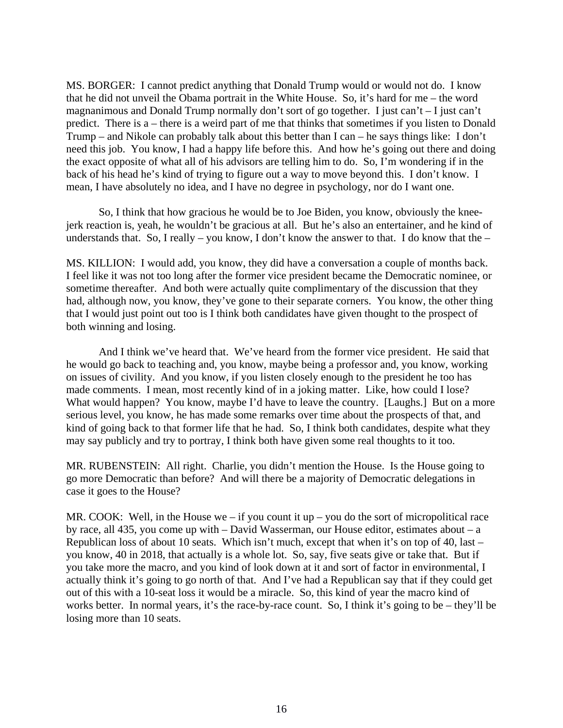MS. BORGER: I cannot predict anything that Donald Trump would or would not do. I know that he did not unveil the Obama portrait in the White House. So, it's hard for me – the word magnanimous and Donald Trump normally don't sort of go together. I just can't – I just can't predict. There is a – there is a weird part of me that thinks that sometimes if you listen to Donald Trump – and Nikole can probably talk about this better than I can – he says things like: I don't need this job. You know, I had a happy life before this. And how he's going out there and doing the exact opposite of what all of his advisors are telling him to do. So, I'm wondering if in the back of his head he's kind of trying to figure out a way to move beyond this. I don't know. I mean, I have absolutely no idea, and I have no degree in psychology, nor do I want one.

So, I think that how gracious he would be to Joe Biden, you know, obviously the knee-jerk reaction is, yeah, he wouldn't be gracious at all. But he's also an entertainer, and he kind of understands that. So, I really – you know, I don't know the answer to that. I do know that the –

MS. KILLION: I would add, you know, they did have a conversation a couple of months back. I feel like it was not too long after the former vice president became the Democratic nominee, or sometime thereafter. And both were actually quite complimentary of the discussion that they had, although now, you know, they've gone to their separate corners. You know, the other thing that I would just point out too is I think both candidates have given thought to the prospect of both winning and losing.

And I think we've heard that. We've heard from the former vice president. He said that he would go back to teaching and, you know, maybe being a professor and, you know, working on issues of civility. And you know, if you listen closely enough to the president he too has made comments. I mean, most recently kind of in a joking matter. Like, how could I lose? What would happen? You know, maybe I'd have to leave the country. [Laughs.] But on a more serious level, you know, he has made some remarks over time about the prospects of that, and kind of going back to that former life that he had. So, I think both candidates, despite what they may say publicly and try to portray, I think both have given some real thoughts to it too.

MR. RUBENSTEIN: All right. Charlie, you didn't mention the House. Is the House going to go more Democratic than before? And will there be a majority of Democratic delegations in case it goes to the House?

MR. COOK: Well, in the House we – if you count it up – you do the sort of micropolitical race by race, all 435, you come up with – David Wasserman, our House editor, estimates about – a Republican loss of about 10 seats. Which isn't much, except that when it's on top of 40, last – you know, 40 in 2018, that actually is a whole lot. So, say, five seats give or take that. But if you take more the macro, and you kind of look down at it and sort of factor in environmental, I actually think it's going to go north of that. And I've had a Republican say that if they could get out of this with a 10-seat loss it would be a miracle. So, this kind of year the macro kind of works better. In normal years, it's the race-by-race count. So, I think it's going to be – they'll be losing more than 10 seats.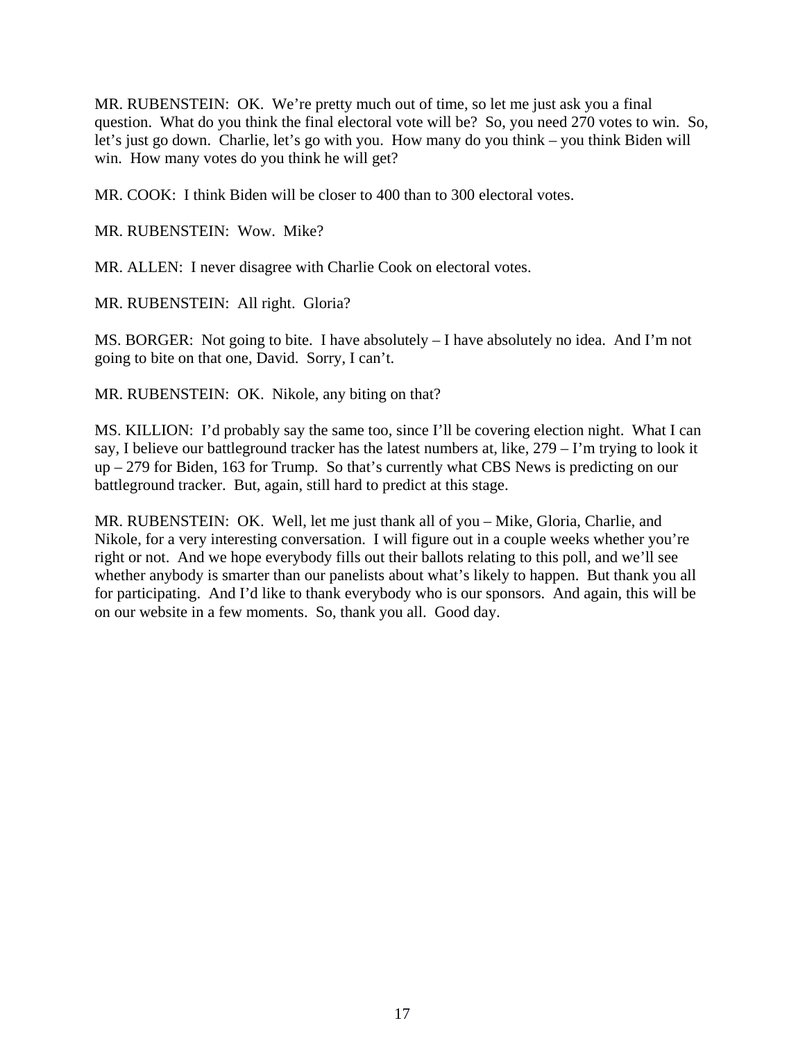MR. RUBENSTEIN: OK. We're pretty much out of time, so let me just ask you a final question. What do you think the final electoral vote will be? So, you need 270 votes to win. So, let's just go down. Charlie, let's go with you. How many do you think – you think Biden will win. How many votes do you think he will get?

MR. COOK: I think Biden will be closer to 400 than to 300 electoral votes.

MR. RUBENSTEIN: Wow. Mike?

MR. ALLEN: I never disagree with Charlie Cook on electoral votes.

MR. RUBENSTEIN: All right. Gloria?

MS. BORGER: Not going to bite. I have absolutely – I have absolutely no idea. And I'm not going to bite on that one, David. Sorry, I can't.

MR. RUBENSTEIN: OK. Nikole, any biting on that?

MS. KILLION: I'd probably say the same too, since I'll be covering election night. What I can say, I believe our battleground tracker has the latest numbers at, like, 279 – I'm trying to look it up – 279 for Biden, 163 for Trump. So that's currently what CBS News is predicting on our battleground tracker. But, again, still hard to predict at this stage.

MR. RUBENSTEIN: OK. Well, let me just thank all of you – Mike, Gloria, Charlie, and Nikole, for a very interesting conversation. I will figure out in a couple weeks whether you're right or not. And we hope everybody fills out their ballots relating to this poll, and we'll see whether anybody is smarter than our panelists about what's likely to happen. But thank you all for participating. And I'd like to thank everybody who is our sponsors. And again, this will be on our website in a few moments. So, thank you all. Good day.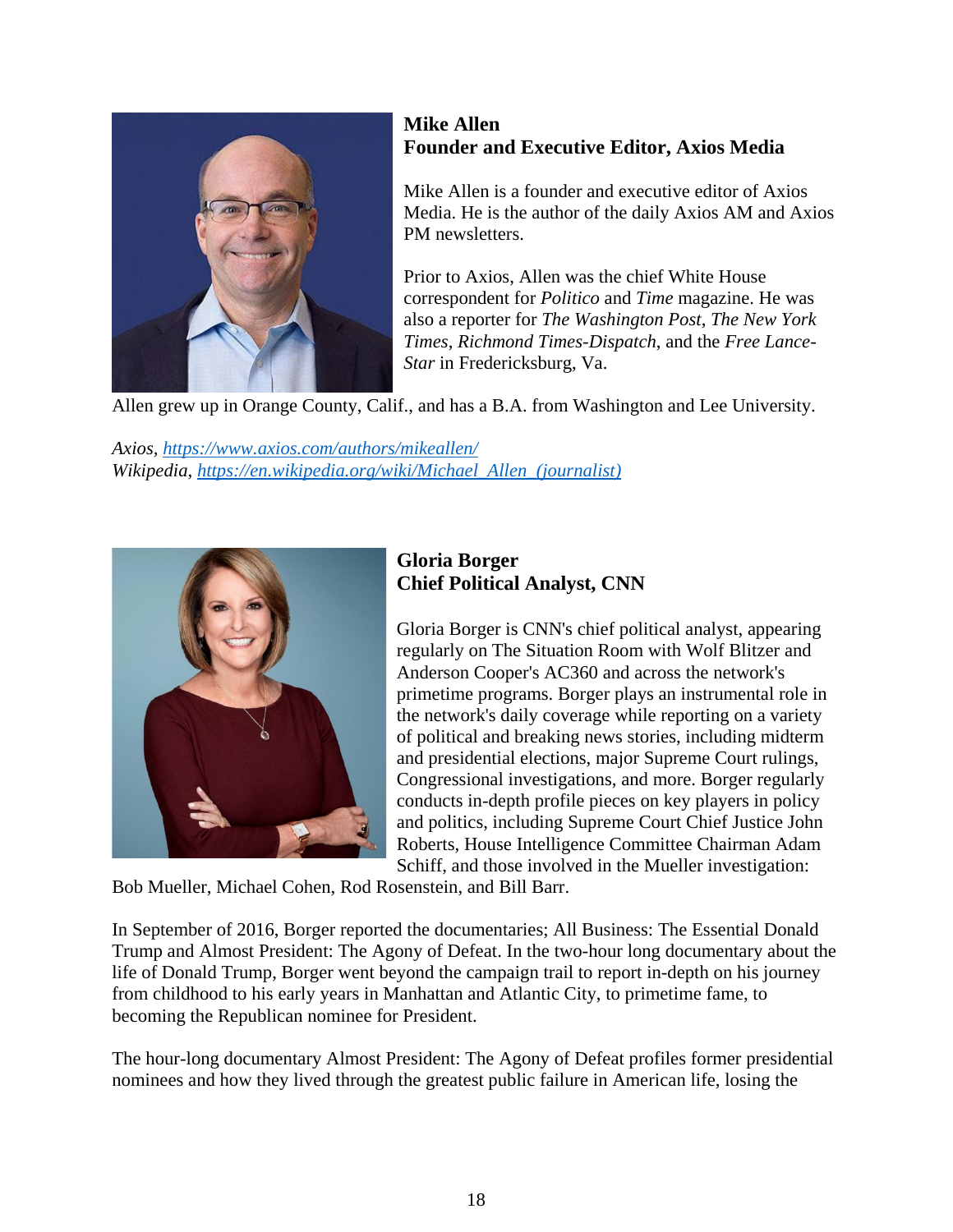**Mike Allen**
**Founder and Executive Editor, Axios Media**

Mike Allen is a founder and executive editor of Axios Media. He is the author of the daily Axios AM and Axios PM newsletters.

Prior to Axios, Allen was the chief White House correspondent for *Politico* and *Time* magazine. He was also a reporter for *The Washington Post*, *The New York Times*, *Richmond Times-Dispatch*, and the *Free Lance-Star* in Fredericksburg, Va.

Allen grew up in Orange County, Calif., and has a B.A. from Washington and Lee University.

*Axios*, https://www.axios.com/authors/mikeallen/
*Wikipedia*, https://en.wikipedia.org/wiki/Michael_Allen_(journalist)

**Gloria Borger**
**Chief Political Analyst, CNN**

Gloria Borger is CNN's chief political analyst, appearing regularly on The Situation Room with Wolf Blitzer and Anderson Cooper's AC360 and across the network's primetime programs. Borger plays an instrumental role in the network's daily coverage while reporting on a variety of political and breaking news stories, including midterm and presidential elections, major Supreme Court rulings, Congressional investigations, and more. Borger regularly conducts in-depth profile pieces on key players in policy and politics, including Supreme Court Chief Justice John Roberts, House Intelligence Committee Chairman Adam Schiff, and those involved in the Mueller investigation: Bob Mueller, Michael Cohen, Rod Rosenstein, and Bill Barr.

In September of 2016, Borger reported the documentaries; All Business: The Essential Donald Trump and Almost President: The Agony of Defeat. In the two-hour long documentary about the life of Donald Trump, Borger went beyond the campaign trail to report in-depth on his journey from childhood to his early years in Manhattan and Atlantic City, to primetime fame, to becoming the Republican nominee for President.

The hour-long documentary Almost President: The Agony of Defeat profiles former presidential nominees and how they lived through the greatest public failure in American life, losing the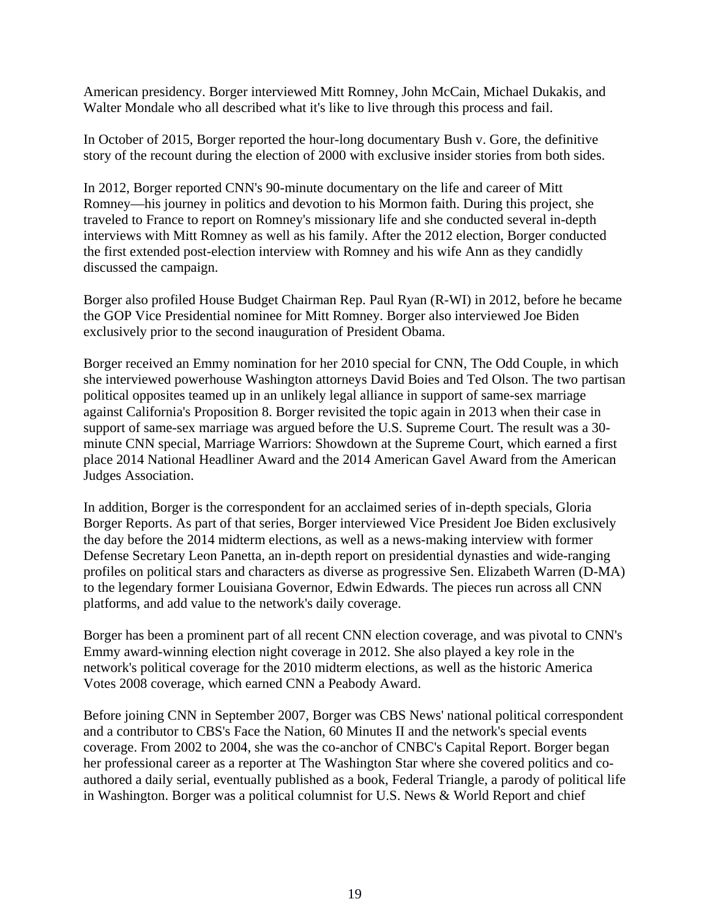American presidency. Borger interviewed Mitt Romney, John McCain, Michael Dukakis, and Walter Mondale who all described what it's like to live through this process and fail.

In October of 2015, Borger reported the hour-long documentary Bush v. Gore, the definitive story of the recount during the election of 2000 with exclusive insider stories from both sides.

In 2012, Borger reported CNN's 90-minute documentary on the life and career of Mitt Romney—his journey in politics and devotion to his Mormon faith. During this project, she traveled to France to report on Romney's missionary life and she conducted several in-depth interviews with Mitt Romney as well as his family. After the 2012 election, Borger conducted the first extended post-election interview with Romney and his wife Ann as they candidly discussed the campaign.

Borger also profiled House Budget Chairman Rep. Paul Ryan (R-WI) in 2012, before he became the GOP Vice Presidential nominee for Mitt Romney. Borger also interviewed Joe Biden exclusively prior to the second inauguration of President Obama.

Borger received an Emmy nomination for her 2010 special for CNN, The Odd Couple, in which she interviewed powerhouse Washington attorneys David Boies and Ted Olson. The two partisan political opposites teamed up in an unlikely legal alliance in support of same-sex marriage against California's Proposition 8. Borger revisited the topic again in 2013 when their case in support of same-sex marriage was argued before the U.S. Supreme Court. The result was a 30-minute CNN special, Marriage Warriors: Showdown at the Supreme Court, which earned a first place 2014 National Headliner Award and the 2014 American Gavel Award from the American Judges Association.

In addition, Borger is the correspondent for an acclaimed series of in-depth specials, Gloria Borger Reports. As part of that series, Borger interviewed Vice President Joe Biden exclusively the day before the 2014 midterm elections, as well as a news-making interview with former Defense Secretary Leon Panetta, an in-depth report on presidential dynasties and wide-ranging profiles on political stars and characters as diverse as progressive Sen. Elizabeth Warren (D-MA) to the legendary former Louisiana Governor, Edwin Edwards. The pieces run across all CNN platforms, and add value to the network's daily coverage.

Borger has been a prominent part of all recent CNN election coverage, and was pivotal to CNN's Emmy award-winning election night coverage in 2012. She also played a key role in the network's political coverage for the 2010 midterm elections, as well as the historic America Votes 2008 coverage, which earned CNN a Peabody Award.

Before joining CNN in September 2007, Borger was CBS News' national political correspondent and a contributor to CBS's Face the Nation, 60 Minutes II and the network's special events coverage. From 2002 to 2004, she was the co-anchor of CNBC's Capital Report. Borger began her professional career as a reporter at The Washington Star where she covered politics and co-authored a daily serial, eventually published as a book, Federal Triangle, a parody of political life in Washington. Borger was a political columnist for U.S. News & World Report and chief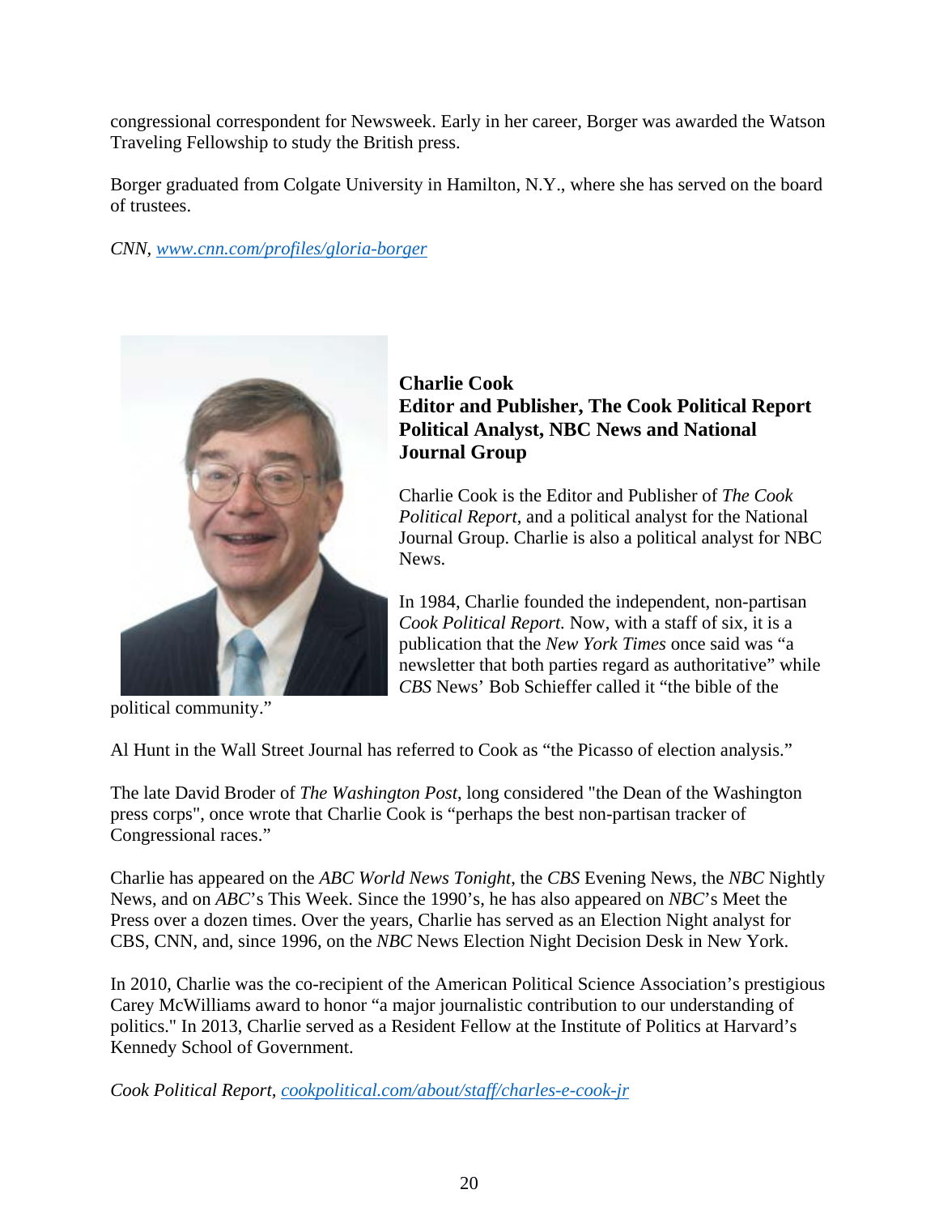congressional correspondent for Newsweek. Early in her career, Borger was awarded the Watson Traveling Fellowship to study the British press.

Borger graduated from Colgate University in Hamilton, N.Y., where she has served on the board of trustees.

*CNN*, [www.cnn.com/profiles/gloria-borger](www.cnn.com/profiles/gloria-borger)

**Charlie Cook**
**Editor and Publisher, The Cook Political Report**
**Political Analyst, NBC News and National Journal Group**

Charlie Cook is the Editor and Publisher of *The Cook Political Report*, and a political analyst for the National Journal Group. Charlie is also a political analyst for NBC News.

In 1984, Charlie founded the independent, non-partisan *Cook Political Report*. Now, with a staff of six, it is a publication that the *New York Times* once said was "a newsletter that both parties regard as authoritative" while *CBS* News' Bob Schieffer called it "the bible of the political community."

Al Hunt in the Wall Street Journal has referred to Cook as "the Picasso of election analysis."

The late David Broder of *The Washington Post*, long considered "the Dean of the Washington press corps", once wrote that Charlie Cook is "perhaps the best non-partisan tracker of Congressional races."

Charlie has appeared on the *ABC World News Tonight*, the *CBS* Evening News, the *NBC* Nightly News, and on *ABC*'s This Week. Since the 1990's, he has also appeared on *NBC*'s Meet the Press over a dozen times. Over the years, Charlie has served as an Election Night analyst for CBS, CNN, and, since 1996, on the *NBC* News Election Night Decision Desk in New York.

In 2010, Charlie was the co-recipient of the American Political Science Association's prestigious Carey McWilliams award to honor "a major journalistic contribution to our understanding of politics." In 2013, Charlie served as a Resident Fellow at the Institute of Politics at Harvard's Kennedy School of Government.

*Cook Political Report*, [cookpolitical.com/about/staff/charles-e-cook-jr](cookpolitical.com/about/staff/charles-e-cook-jr)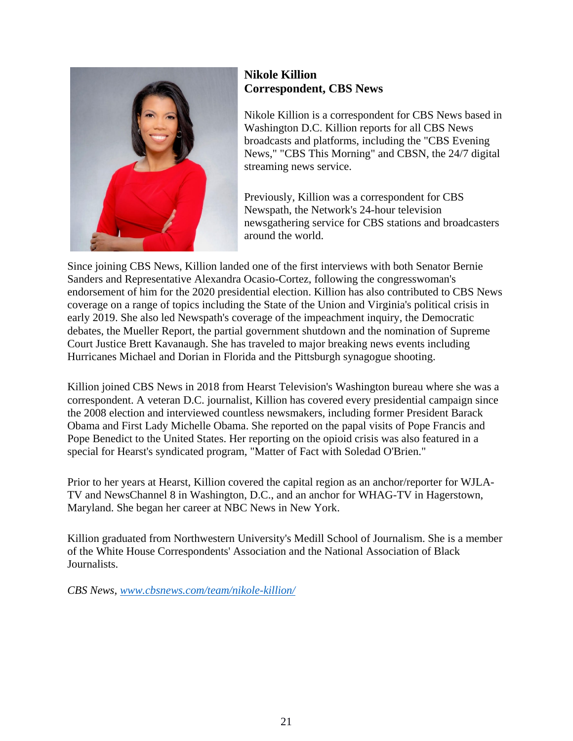**Nikole Killion**
**Correspondent, CBS News**

Nikole Killion is a correspondent for CBS News based in Washington D.C. Killion reports for all CBS News broadcasts and platforms, including the "CBS Evening News," "CBS This Morning" and CBSN, the 24/7 digital streaming news service.

Previously, Killion was a correspondent for CBS Newspath, the Network's 24-hour television newsgathering service for CBS stations and broadcasters around the world.

Since joining CBS News, Killion landed one of the first interviews with both Senator Bernie Sanders and Representative Alexandra Ocasio-Cortez, following the congresswoman's endorsement of him for the 2020 presidential election. Killion has also contributed to CBS News coverage on a range of topics including the State of the Union and Virginia's political crisis in early 2019. She also led Newspath's coverage of the impeachment inquiry, the Democratic debates, the Mueller Report, the partial government shutdown and the nomination of Supreme Court Justice Brett Kavanaugh. She has traveled to major breaking news events including Hurricanes Michael and Dorian in Florida and the Pittsburgh synagogue shooting.

Killion joined CBS News in 2018 from Hearst Television's Washington bureau where she was a correspondent. A veteran D.C. journalist, Killion has covered every presidential campaign since the 2008 election and interviewed countless newsmakers, including former President Barack Obama and First Lady Michelle Obama. She reported on the papal visits of Pope Francis and Pope Benedict to the United States. Her reporting on the opioid crisis was also featured in a special for Hearst's syndicated program, "Matter of Fact with Soledad O'Brien."

Prior to her years at Hearst, Killion covered the capital region as an anchor/reporter for WJLA-TV and NewsChannel 8 in Washington, D.C., and an anchor for WHAG-TV in Hagerstown, Maryland. She began her career at NBC News in New York.

Killion graduated from Northwestern University's Medill School of Journalism. She is a member of the White House Correspondents' Association and the National Association of Black Journalists.

*CBS News, [www.cbsnews.com/team/nikole-killion/](www.cbsnews.com/team/nikole-killion/)*